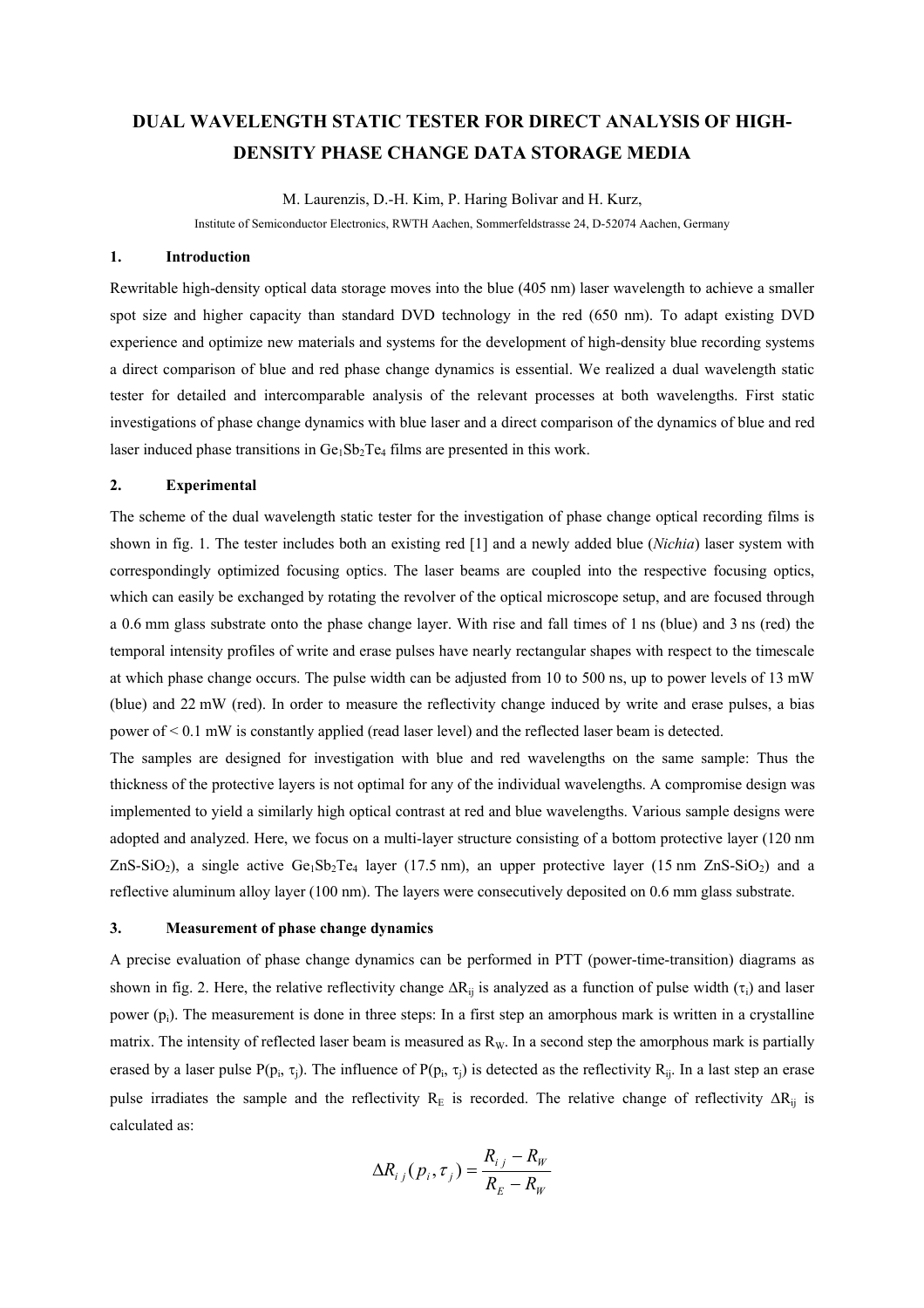# DUAL WAVELENGTH STATIC TESTER FOR DIRECT ANALYSIS OF HIGH-DENSITY PHASE CHANGE DATA STORAGE MEDIA

M. Laurenzis, D.-H. Kim, P. Haring Bolivar and H. Kurz,

Institute of Semiconductor Electronics, RWTH Aachen, Sommerfeldstrasse 24, D-52074 Aachen, Germany

## 1. Introduction

Rewritable high-density optical data storage moves into the blue (405 nm) laser wavelength to achieve a smaller spot size and higher capacity than standard DVD technology in the red (650 nm). To adapt existing DVD experience and optimize new materials and systems for the development of high-density blue recording systems a direct comparison of blue and red phase change dynamics is essential. We realized a dual wavelength static tester for detailed and intercomparable analysis of the relevant processes at both wavelengths. First static investigations of phase change dynamics with blue laser and a direct comparison of the dynamics of blue and red laser induced phase transitions in $Ge_1Sb_2Te_4$ films are presented in this work.

## 2. Experimental

The scheme of the dual wavelength static tester for the investigation of phase change optical recording films is shown in fig. 1. The tester includes both an existing red [1] and a newly added blue (*Nichia*) laser system with correspondingly optimized focusing optics. The laser beams are coupled into the respective focusing optics, which can easily be exchanged by rotating the revolver of the optical microscope setup, and are focused through a 0.6 mm glass substrate onto the phase change layer. With rise and fall times of 1 ns (blue) and 3 ns (red) the temporal intensity profiles of write and erase pulses have nearly rectangular shapes with respect to the timescale at which phase change occurs. The pulse width can be adjusted from 10 to 500 ns, up to power levels of 13 mW (blue) and 22 mW (red). In order to measure the reflectivity change induced by write and erase pulses, a bias power of < 0.1 mW is constantly applied (read laser level) and the reflected laser beam is detected.

The samples are designed for investigation with blue and red wavelengths on the same sample: Thus the thickness of the protective layers is not optimal for any of the individual wavelengths. A compromise design was implemented to yield a similarly high optical contrast at red and blue wavelengths. Various sample designs were adopted and analyzed. Here, we focus on a multi-layer structure consisting of a bottom protective layer (120 nm $ZnS\text{-}SiO_2$), a single active $Ge_1Sb_2Te_4$ layer (17.5 nm), an upper protective layer (15 nm $ZnS\text{-}SiO_2$) and a reflective aluminum alloy layer (100 nm). The layers were consecutively deposited on 0.6 mm glass substrate.

## 3. Measurement of phase change dynamics

A precise evaluation of phase change dynamics can be performed in PTT (power-time-transition) diagrams as shown in fig. 2. Here, the relative reflectivity change $\Delta R_{ij}$ is analyzed as a function of pulse width ($\tau_i$) and laser power ($p_i$). The measurement is done in three steps: In a first step an amorphous mark is written in a crystalline matrix. The intensity of reflected laser beam is measured as $R_W$. In a second step the amorphous mark is partially erased by a laser pulse $P(p_i, \tau_j)$. The influence of $P(p_i, \tau_j)$ is detected as the reflectivity $R_{ij}$. In a last step an erase pulse irradiates the sample and the reflectivity $R_E$ is recorded. The relative change of reflectivity $\Delta R_{ij}$ is calculated as:

$$\Delta R_{ij}(p_i, \tau_j) = \frac{R_{ij} - R_W}{R_E - R_W}$$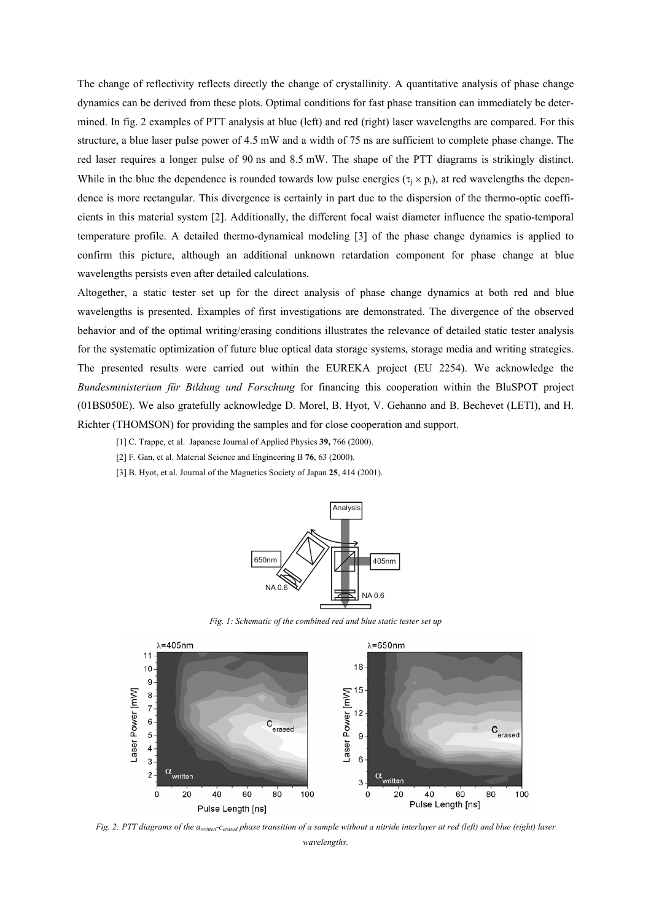The change of reflectivity reflects directly the change of crystallinity. A quantitative analysis of phase change dynamics can be derived from these plots. Optimal conditions for fast phase transition can immediately be determined. In fig. 2 examples of PTT analysis at blue (left) and red (right) laser wavelengths are compared. For this structure, a blue laser pulse power of 4.5 mW and a width of 75 ns are sufficient to complete phase change. The red laser requires a longer pulse of 90 ns and 8.5 mW. The shape of the PTT diagrams is strikingly distinct. While in the blue the dependence is rounded towards low pulse energies ($\tau_j \times p_i$), at red wavelengths the dependence is more rectangular. This divergence is certainly in part due to the dispersion of the thermo-optic coefficients in this material system [2]. Additionally, the different focal waist diameter influence the spatio-temporal temperature profile. A detailed thermo-dynamical modeling [3] of the phase change dynamics is applied to confirm this picture, although an additional unknown retardation component for phase change at blue wavelengths persists even after detailed calculations.

Altogether, a static tester set up for the direct analysis of phase change dynamics at both red and blue wavelengths is presented. Examples of first investigations are demonstrated. The divergence of the observed behavior and of the optimal writing/erasing conditions illustrates the relevance of detailed static tester analysis for the systematic optimization of future blue optical data storage systems, storage media and writing strategies. The presented results were carried out within the EUREKA project (EU 2254). We acknowledge the *Bundesministerium für Bildung und Forschung* for financing this cooperation within the BluSPOT project (01BS050E). We also gratefully acknowledge D. Morel, B. Hyot, V. Gehanno and B. Bechevet (LETI), and H. Richter (THOMSON) for providing the samples and for close cooperation and support.

[1] C. Trappe, et al. Japanese Journal of Applied Physics **39,** 766 (2000).

[2] F. Gan, et al. Material Science and Engineering B **76**, 63 (2000).

[3] B. Hyot, et al. Journal of the Magnetics Society of Japan **25**, 414 (2001).

Analysis

650nm

405nm

NA 0.6

NA 0.6

*Fig. 1: Schematic of the combined red and blue static tester set up*

λ=405nm

Laser Power [mW]

11
10
9
8
7
6
5
4
3
2

$c_{erased}$

$\alpha_{written}$

0 20 40 60 80 100

Pulse Length [ns]

λ=650nm

Laser Power [mW]

18
15
12
9
6
3

$c_{erased}$

$\alpha_{written}$

0 20 40 60 80 100

Pulse Length [ns]

*Fig. 2: PTT diagrams of the $a_{written}$-$c_{erased}$ phase transition of a sample without a nitride interlayer at red (left) and blue (right) laser wavelengths.*